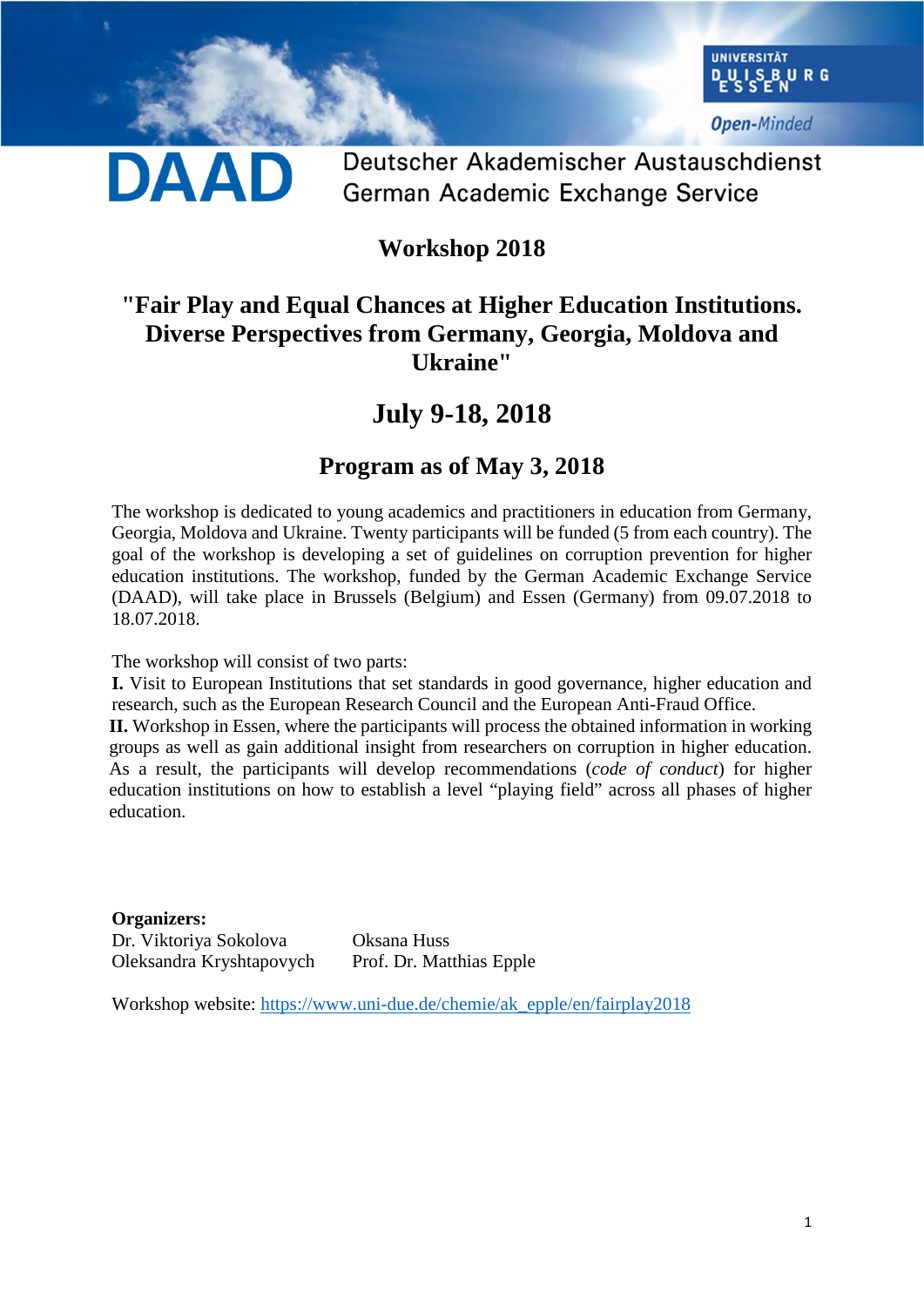DAAD

Deutscher Akademischer Austauschdienst
German Academic Exchange Service

UNIVERSITÄT DUISBURG ESSEN

*Open-Minded*

# Workshop 2018

## "Fair Play and Equal Chances at Higher Education Institutions. Diverse Perspectives from Germany, Georgia, Moldova and Ukraine"

## July 9-18, 2018

## Program as of May 3, 2018

The workshop is dedicated to young academics and practitioners in education from Germany, Georgia, Moldova and Ukraine. Twenty participants will be funded (5 from each country). The goal of the workshop is developing a set of guidelines on corruption prevention for higher education institutions. The workshop, funded by the German Academic Exchange Service (DAAD), will take place in Brussels (Belgium) and Essen (Germany) from 09.07.2018 to 18.07.2018.

The workshop will consist of two parts:

**I.** Visit to European Institutions that set standards in good governance, higher education and research, such as the European Research Council and the European Anti-Fraud Office.

**II.** Workshop in Essen, where the participants will process the obtained information in working groups as well as gain additional insight from researchers on corruption in higher education. As a result, the participants will develop recommendations (*code of conduct*) for higher education institutions on how to establish a level "playing field" across all phases of higher education.

**Organizers:**

Dr. Viktoriya Sokolova
Oleksandra Kryshtapovych
Oksana Huss
Prof. Dr. Matthias Epple

Workshop website: [https://www.uni-due.de/chemie/ak_epple/en/fairplay2018](https://www.uni-due.de/chemie/ak_epple/en/fairplay2018)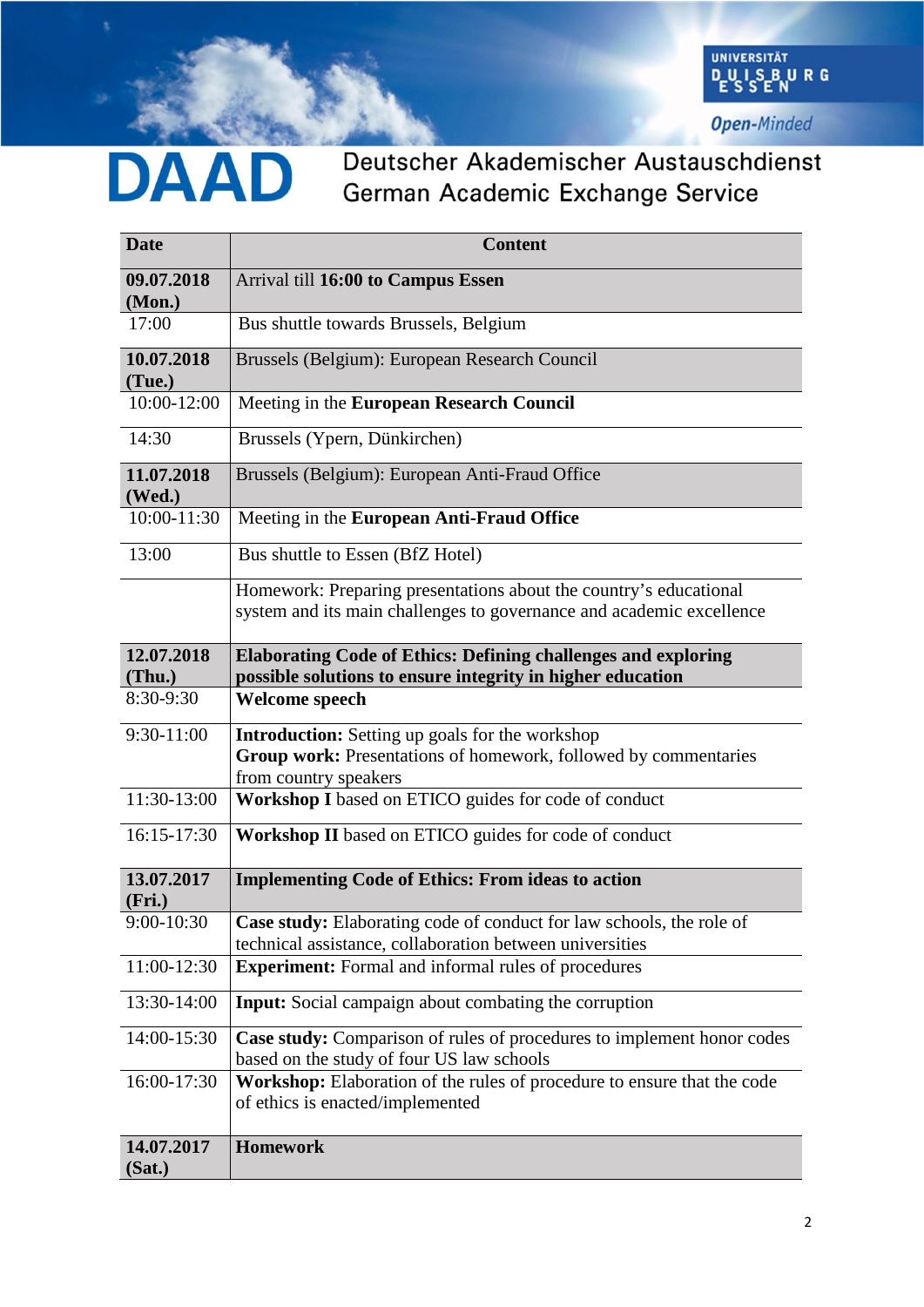| Date | Content |
|---|---|
| **09.07.2018 (Mon.)** | Arrival till **16:00 to Campus Essen** |
| 17:00 | Bus shuttle towards Brussels, Belgium |
| **10.07.2018 (Tue.)** | Brussels (Belgium): European Research Council |
| 10:00-12:00 | Meeting in the **European Research Council** |
| 14:30 | Brussels (Ypern, Dünkirchen) |
| **11.07.2018 (Wed.)** | Brussels (Belgium): European Anti-Fraud Office |
| 10:00-11:30 | Meeting in the **European Anti-Fraud Office** |
| 13:00 | Bus shuttle to Essen (BfZ Hotel) |
| | Homework: Preparing presentations about the country's educational system and its main challenges to governance and academic excellence |
| **12.07.2018 (Thu.)** | **Elaborating Code of Ethics: Defining challenges and exploring possible solutions to ensure integrity in higher education** |
| 8:30-9:30 | **Welcome speech** |
| 9:30-11:00 | **Introduction:** Setting up goals for the workshop<br>**Group work:** Presentations of homework, followed by commentaries from country speakers |
| 11:30-13:00 | **Workshop I** based on ETICO guides for code of conduct |
| 16:15-17:30 | **Workshop II** based on ETICO guides for code of conduct |
| **13.07.2017 (Fri.)** | **Implementing Code of Ethics: From ideas to action** |
| 9:00-10:30 | **Case study:** Elaborating code of conduct for law schools, the role of technical assistance, collaboration between universities |
| 11:00-12:30 | **Experiment:** Formal and informal rules of procedures |
| 13:30-14:00 | **Input:** Social campaign about combating the corruption |
| 14:00-15:30 | **Case study:** Comparison of rules of procedures to implement honor codes based on the study of four US law schools |
| 16:00-17:30 | **Workshop:** Elaboration of the rules of procedure to ensure that the code of ethics is enacted/implemented |
| **14.07.2017 (Sat.)** | **Homework** |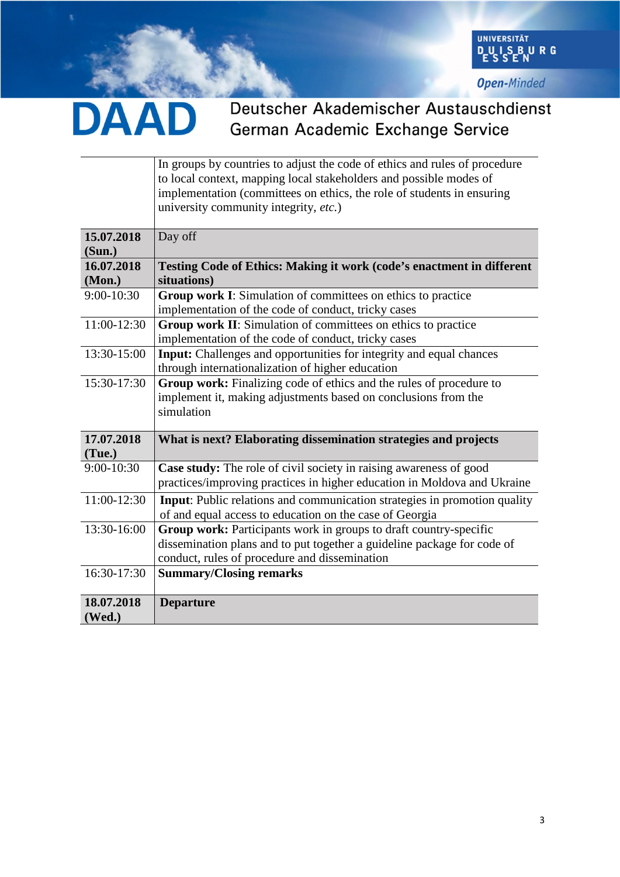DAAD Deutscher Akademischer Austauschdienst German Academic Exchange Service

UNIVERSITÄT DUISBURG ESSEN

*Open-Minded*

| | |
|---|---|
| | In groups by countries to adjust the code of ethics and rules of procedure to local context, mapping local stakeholders and possible modes of implementation (committees on ethics, the role of students in ensuring university community integrity, *etc.*) |
| **15.07.2018 (Sun.)** | Day off |
| **16.07.2018 (Mon.)** | **Testing Code of Ethics: Making it work (code's enactment in different situations)** |
| 9:00-10:30 | **Group work I**: Simulation of committees on ethics to practice implementation of the code of conduct, tricky cases |
| 11:00-12:30 | **Group work II**: Simulation of committees on ethics to practice implementation of the code of conduct, tricky cases |
| 13:30-15:00 | **Input:** Challenges and opportunities for integrity and equal chances through internationalization of higher education |
| 15:30-17:30 | **Group work:** Finalizing code of ethics and the rules of procedure to implement it, making adjustments based on conclusions from the simulation |
| **17.07.2018 (Tue.)** | **What is next? Elaborating dissemination strategies and projects** |
| 9:00-10:30 | **Case study:** The role of civil society in raising awareness of good practices/improving practices in higher education in Moldova and Ukraine |
| 11:00-12:30 | **Input**: Public relations and communication strategies in promotion quality of and equal access to education on the case of Georgia |
| 13:30-16:00 | **Group work:** Participants work in groups to draft country-specific dissemination plans and to put together a guideline package for code of conduct, rules of procedure and dissemination |
| 16:30-17:30 | **Summary/Closing remarks** |
| **18.07.2018 (Wed.)** | **Departure** |